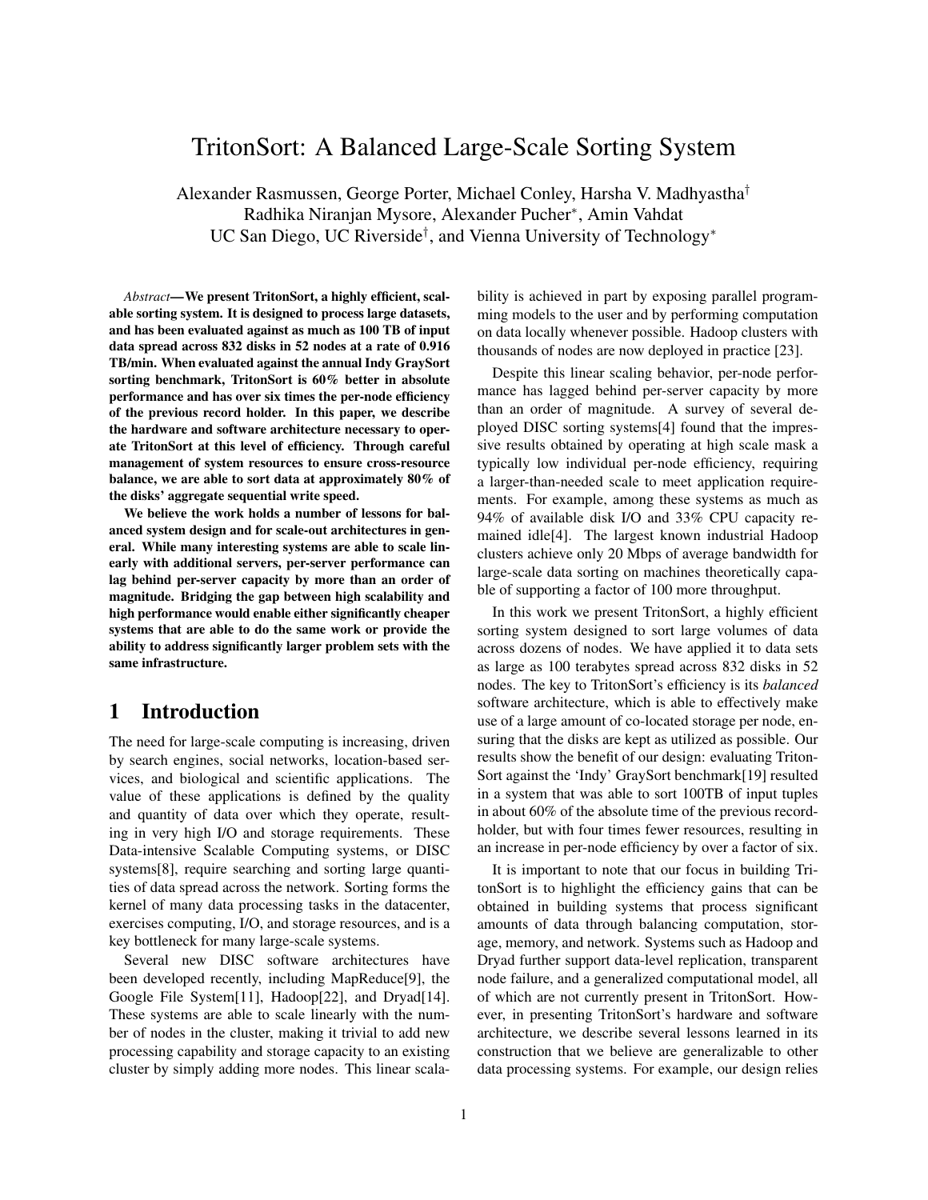# TritonSort: A Balanced Large-Scale Sorting System

Alexander Rasmussen, George Porter, Michael Conley, Harsha V. Madhyastha†
Radhika Niranjan Mysore, Alexander Pucher*, Amin Vahdat
UC San Diego, UC Riverside†, and Vienna University of Technology*

*Abstract*—**We present TritonSort, a highly efficient, scalable sorting system. It is designed to process large datasets, and has been evaluated against as much as 100 TB of input data spread across 832 disks in 52 nodes at a rate of 0.916 TB/min. When evaluated against the annual Indy GraySort sorting benchmark, TritonSort is 60% better in absolute performance and has over six times the per-node efficiency of the previous record holder. In this paper, we describe the hardware and software architecture necessary to operate TritonSort at this level of efficiency. Through careful management of system resources to ensure cross-resource balance, we are able to sort data at approximately 80% of the disks' aggregate sequential write speed.**

**We believe the work holds a number of lessons for balanced system design and for scale-out architectures in general. While many interesting systems are able to scale linearly with additional servers, per-server performance can lag behind per-server capacity by more than an order of magnitude. Bridging the gap between high scalability and high performance would enable either significantly cheaper systems that are able to do the same work or provide the ability to address significantly larger problem sets with the same infrastructure.**

## 1 Introduction

The need for large-scale computing is increasing, driven by search engines, social networks, location-based services, and biological and scientific applications. The value of these applications is defined by the quality and quantity of data over which they operate, resulting in very high I/O and storage requirements. These Data-intensive Scalable Computing systems, or DISC systems[8], require searching and sorting large quantities of data spread across the network. Sorting forms the kernel of many data processing tasks in the datacenter, exercises computing, I/O, and storage resources, and is a key bottleneck for many large-scale systems.

Several new DISC software architectures have been developed recently, including MapReduce[9], the Google File System[11], Hadoop[22], and Dryad[14]. These systems are able to scale linearly with the number of nodes in the cluster, making it trivial to add new processing capability and storage capacity to an existing cluster by simply adding more nodes. This linear scalability is achieved in part by exposing parallel programming models to the user and by performing computation on data locally whenever possible. Hadoop clusters with thousands of nodes are now deployed in practice [23].

Despite this linear scaling behavior, per-node performance has lagged behind per-server capacity by more than an order of magnitude. A survey of several deployed DISC sorting systems[4] found that the impressive results obtained by operating at high scale mask a typically low individual per-node efficiency, requiring a larger-than-needed scale to meet application requirements. For example, among these systems as much as 94% of available disk I/O and 33% CPU capacity remained idle[4]. The largest known industrial Hadoop clusters achieve only 20 Mbps of average bandwidth for large-scale data sorting on machines theoretically capable of supporting a factor of 100 more throughput.

In this work we present TritonSort, a highly efficient sorting system designed to sort large volumes of data across dozens of nodes. We have applied it to data sets as large as 100 terabytes spread across 832 disks in 52 nodes. The key to TritonSort's efficiency is its *balanced* software architecture, which is able to effectively make use of a large amount of co-located storage per node, ensuring that the disks are kept as utilized as possible. Our results show the benefit of our design: evaluating TritonSort against the 'Indy' GraySort benchmark[19] resulted in a system that was able to sort 100TB of input tuples in about 60% of the absolute time of the previous record-holder, but with four times fewer resources, resulting in an increase in per-node efficiency by over a factor of six.

It is important to note that our focus in building TritonSort is to highlight the efficiency gains that can be obtained in building systems that process significant amounts of data through balancing computation, storage, memory, and network. Systems such as Hadoop and Dryad further support data-level replication, transparent node failure, and a generalized computational model, all of which are not currently present in TritonSort. However, in presenting TritonSort's hardware and software architecture, we describe several lessons learned in its construction that we believe are generalizable to other data processing systems. For example, our design relies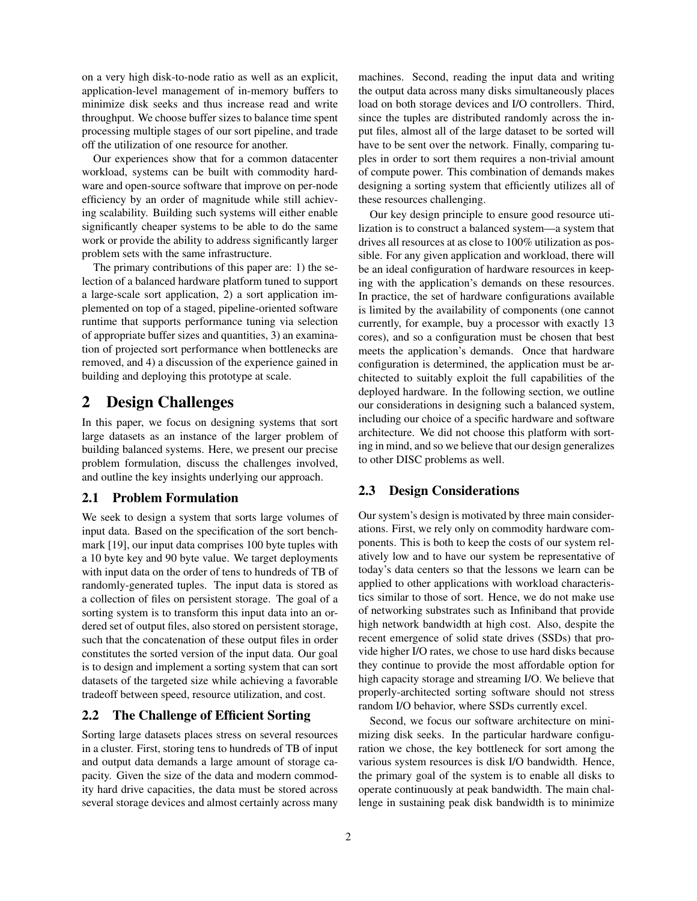on a very high disk-to-node ratio as well as an explicit, application-level management of in-memory buffers to minimize disk seeks and thus increase read and write throughput. We choose buffer sizes to balance time spent processing multiple stages of our sort pipeline, and trade off the utilization of one resource for another.

Our experiences show that for a common datacenter workload, systems can be built with commodity hardware and open-source software that improve on per-node efficiency by an order of magnitude while still achieving scalability. Building such systems will either enable significantly cheaper systems to be able to do the same work or provide the ability to address significantly larger problem sets with the same infrastructure.

The primary contributions of this paper are: 1) the selection of a balanced hardware platform tuned to support a large-scale sort application, 2) a sort application implemented on top of a staged, pipeline-oriented software runtime that supports performance tuning via selection of appropriate buffer sizes and quantities, 3) an examination of projected sort performance when bottlenecks are removed, and 4) a discussion of the experience gained in building and deploying this prototype at scale.

# 2 Design Challenges

In this paper, we focus on designing systems that sort large datasets as an instance of the larger problem of building balanced systems. Here, we present our precise problem formulation, discuss the challenges involved, and outline the key insights underlying our approach.

## 2.1 Problem Formulation

We seek to design a system that sorts large volumes of input data. Based on the specification of the sort benchmark [19], our input data comprises 100 byte tuples with a 10 byte key and 90 byte value. We target deployments with input data on the order of tens to hundreds of TB of randomly-generated tuples. The input data is stored as a collection of files on persistent storage. The goal of a sorting system is to transform this input data into an ordered set of output files, also stored on persistent storage, such that the concatenation of these output files in order constitutes the sorted version of the input data. Our goal is to design and implement a sorting system that can sort datasets of the targeted size while achieving a favorable tradeoff between speed, resource utilization, and cost.

## 2.2 The Challenge of Efficient Sorting

Sorting large datasets places stress on several resources in a cluster. First, storing tens to hundreds of TB of input and output data demands a large amount of storage capacity. Given the size of the data and modern commodity hard drive capacities, the data must be stored across several storage devices and almost certainly across many machines. Second, reading the input data and writing the output data across many disks simultaneously places load on both storage devices and I/O controllers. Third, since the tuples are distributed randomly across the input files, almost all of the large dataset to be sorted will have to be sent over the network. Finally, comparing tuples in order to sort them requires a non-trivial amount of compute power. This combination of demands makes designing a sorting system that efficiently utilizes all of these resources challenging.

Our key design principle to ensure good resource utilization is to construct a balanced system—a system that drives all resources at as close to 100% utilization as possible. For any given application and workload, there will be an ideal configuration of hardware resources in keeping with the application's demands on these resources. In practice, the set of hardware configurations available is limited by the availability of components (one cannot currently, for example, buy a processor with exactly 13 cores), and so a configuration must be chosen that best meets the application's demands. Once that hardware configuration is determined, the application must be architected to suitably exploit the full capabilities of the deployed hardware. In the following section, we outline our considerations in designing such a balanced system, including our choice of a specific hardware and software architecture. We did not choose this platform with sorting in mind, and so we believe that our design generalizes to other DISC problems as well.

## 2.3 Design Considerations

Our system's design is motivated by three main considerations. First, we rely only on commodity hardware components. This is both to keep the costs of our system relatively low and to have our system be representative of today's data centers so that the lessons we learn can be applied to other applications with workload characteristics similar to those of sort. Hence, we do not make use of networking substrates such as Infiniband that provide high network bandwidth at high cost. Also, despite the recent emergence of solid state drives (SSDs) that provide higher I/O rates, we chose to use hard disks because they continue to provide the most affordable option for high capacity storage and streaming I/O. We believe that properly-architected sorting software should not stress random I/O behavior, where SSDs currently excel.

Second, we focus our software architecture on minimizing disk seeks. In the particular hardware configuration we chose, the key bottleneck for sort among the various system resources is disk I/O bandwidth. Hence, the primary goal of the system is to enable all disks to operate continuously at peak bandwidth. The main challenge in sustaining peak disk bandwidth is to minimize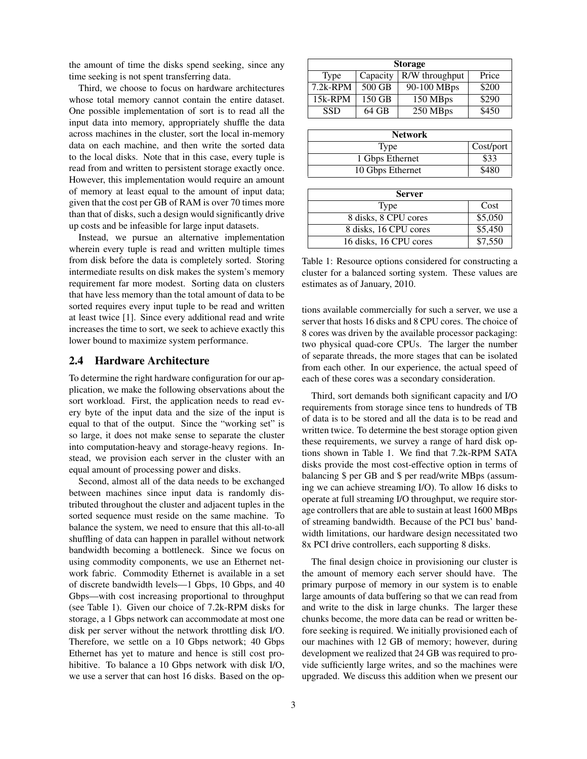the amount of time the disks spend seeking, since any time seeking is not spent transferring data.

Third, we choose to focus on hardware architectures whose total memory cannot contain the entire dataset. One possible implementation of sort is to read all the input data into memory, appropriately shuffle the data across machines in the cluster, sort the local in-memory data on each machine, and then write the sorted data to the local disks. Note that in this case, every tuple is read from and written to persistent storage exactly once. However, this implementation would require an amount of memory at least equal to the amount of input data; given that the cost per GB of RAM is over 70 times more than that of disks, such a design would significantly drive up costs and be infeasible for large input datasets.

Instead, we pursue an alternative implementation wherein every tuple is read and written multiple times from disk before the data is completely sorted. Storing intermediate results on disk makes the system's memory requirement far more modest. Sorting data on clusters that have less memory than the total amount of data to be sorted requires every input tuple to be read and written at least twice [1]. Since every additional read and write increases the time to sort, we seek to achieve exactly this lower bound to maximize system performance.

## 2.4 Hardware Architecture

To determine the right hardware configuration for our application, we make the following observations about the sort workload. First, the application needs to read every byte of the input data and the size of the input is equal to that of the output. Since the "working set" is so large, it does not make sense to separate the cluster into computation-heavy and storage-heavy regions. Instead, we provision each server in the cluster with an equal amount of processing power and disks.

Second, almost all of the data needs to be exchanged between machines since input data is randomly distributed throughout the cluster and adjacent tuples in the sorted sequence must reside on the same machine. To balance the system, we need to ensure that this all-to-all shuffling of data can happen in parallel without network bandwidth becoming a bottleneck. Since we focus on using commodity components, we use an Ethernet network fabric. Commodity Ethernet is available in a set of discrete bandwidth levels—1 Gbps, 10 Gbps, and 40 Gbps—with cost increasing proportional to throughput (see Table 1). Given our choice of 7.2k-RPM disks for storage, a 1 Gbps network can accommodate at most one disk per server without the network throttling disk I/O. Therefore, we settle on a 10 Gbps network; 40 Gbps Ethernet has yet to mature and hence is still cost prohibitive. To balance a 10 Gbps network with disk I/O, we use a server that can host 16 disks. Based on the options available commercially for such a server, we use a server that hosts 16 disks and 8 CPU cores. The choice of 8 cores was driven by the available processor packaging: two physical quad-core CPUs. The larger the number of separate threads, the more stages that can be isolated from each other. In our experience, the actual speed of each of these cores was a secondary consideration.

| Storage | | | |
|---|---|---|---|
| Type | Capacity | R/W throughput | Price |
| 7.2k-RPM | 500 GB | 90-100 MBps | $200 |
| 15k-RPM | 150 GB | 150 MBps | $290 |
| SSD | 64 GB | 250 MBps | $450 |

| Network | |
|---|---|
| Type | Cost/port |
| 1 Gbps Ethernet | $33 |
| 10 Gbps Ethernet | $480 |

| Server | |
|---|---|
| Type | Cost |
| 8 disks, 8 CPU cores | $5,050 |
| 8 disks, 16 CPU cores | $5,450 |
| 16 disks, 16 CPU cores | $7,550 |

Table 1: Resource options considered for constructing a cluster for a balanced sorting system. These values are estimates as of January, 2010.

Third, sort demands both significant capacity and I/O requirements from storage since tens to hundreds of TB of data is to be stored and all the data is to be read and written twice. To determine the best storage option given these requirements, we survey a range of hard disk options shown in Table 1. We find that 7.2k-RPM SATA disks provide the most cost-effective option in terms of balancing $ per GB and $ per read/write MBps (assuming we can achieve streaming I/O). To allow 16 disks to operate at full streaming I/O throughput, we require storage controllers that are able to sustain at least 1600 MBps of streaming bandwidth. Because of the PCI bus' bandwidth limitations, our hardware design necessitated two 8x PCI drive controllers, each supporting 8 disks.

The final design choice in provisioning our cluster is the amount of memory each server should have. The primary purpose of memory in our system is to enable large amounts of data buffering so that we can read from and write to the disk in large chunks. The larger these chunks become, the more data can be read or written before seeking is required. We initially provisioned each of our machines with 12 GB of memory; however, during development we realized that 24 GB was required to provide sufficiently large writes, and so the machines were upgraded. We discuss this addition when we present our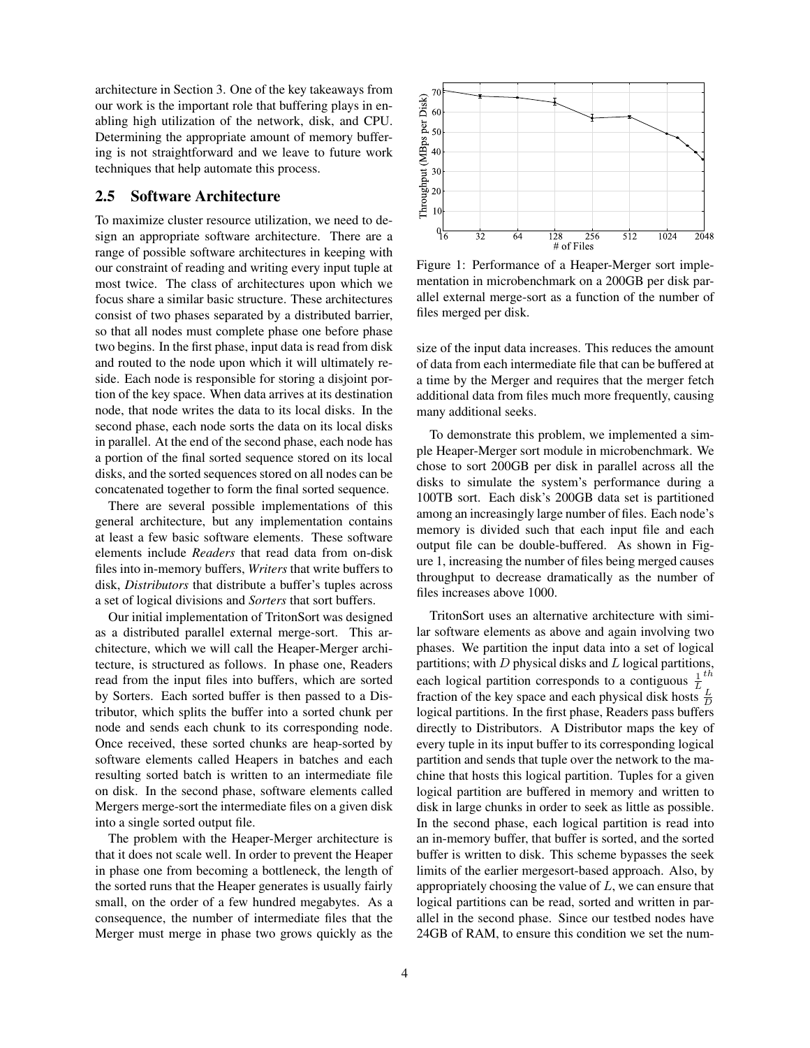architecture in Section 3. One of the key takeaways from our work is the important role that buffering plays in enabling high utilization of the network, disk, and CPU. Determining the appropriate amount of memory buffering is not straightforward and we leave to future work techniques that help automate this process.

## 2.5 Software Architecture

To maximize cluster resource utilization, we need to design an appropriate software architecture. There are a range of possible software architectures in keeping with our constraint of reading and writing every input tuple at most twice. The class of architectures upon which we focus share a similar basic structure. These architectures consist of two phases separated by a distributed barrier, so that all nodes must complete phase one before phase two begins. In the first phase, input data is read from disk and routed to the node upon which it will ultimately reside. Each node is responsible for storing a disjoint portion of the key space. When data arrives at its destination node, that node writes the data to its local disks. In the second phase, each node sorts the data on its local disks in parallel. At the end of the second phase, each node has a portion of the final sorted sequence stored on its local disks, and the sorted sequences stored on all nodes can be concatenated together to form the final sorted sequence.

There are several possible implementations of this general architecture, but any implementation contains at least a few basic software elements. These software elements include *Readers* that read data from on-disk files into in-memory buffers, *Writers* that write buffers to disk, *Distributors* that distribute a buffer's tuples across a set of logical divisions and *Sorters* that sort buffers.

Our initial implementation of TritonSort was designed as a distributed parallel external merge-sort. This architecture, which we will call the Heaper-Merger architecture, is structured as follows. In phase one, Readers read from the input files into buffers, which are sorted by Sorters. Each sorted buffer is then passed to a Distributor, which splits the buffer into a sorted chunk per node and sends each chunk to its corresponding node. Once received, these sorted chunks are heap-sorted by software elements called Heapers in batches and each resulting sorted batch is written to an intermediate file on disk. In the second phase, software elements called Mergers merge-sort the intermediate files on a given disk into a single sorted output file.

The problem with the Heaper-Merger architecture is that it does not scale well. In order to prevent the Heaper in phase one from becoming a bottleneck, the length of the sorted runs that the Heaper generates is usually fairly small, on the order of a few hundred megabytes. As a consequence, the number of intermediate files that the Merger must merge in phase two grows quickly as the size of the input data increases. This reduces the amount of data from each intermediate file that can be buffered at a time by the Merger and requires that the merger fetch additional data from files much more frequently, causing many additional seeks.

Figure 1: Performance of a Heaper-Merger sort implementation in microbenchmark on a 200GB per disk parallel external merge-sort as a function of the number of files merged per disk.

To demonstrate this problem, we implemented a simple Heaper-Merger sort module in microbenchmark. We chose to sort 200GB per disk in parallel across all the disks to simulate the system's performance during a 100TB sort. Each disk's 200GB data set is partitioned among an increasingly large number of files. Each node's memory is divided such that each input file and each output file can be double-buffered. As shown in Figure 1, increasing the number of files being merged causes throughput to decrease dramatically as the number of files increases above 1000.

TritonSort uses an alternative architecture with similar software elements as above and again involving two phases. We partition the input data into a set of logical partitions; with $D$ physical disks and $L$ logical partitions, each logical partition corresponds to a contiguous $\frac{1}{L}^{th}$ fraction of the key space and each physical disk hosts $\frac{L}{D}$ logical partitions. In the first phase, Readers pass buffers directly to Distributors. A Distributor maps the key of every tuple in its input buffer to its corresponding logical partition and sends that tuple over the network to the machine that hosts this logical partition. Tuples for a given logical partition are buffered in memory and written to disk in large chunks in order to seek as little as possible. In the second phase, each logical partition is read into an in-memory buffer, that buffer is sorted, and the sorted buffer is written to disk. This scheme bypasses the seek limits of the earlier mergesort-based approach. Also, by appropriately choosing the value of $L$, we can ensure that logical partitions can be read, sorted and written in parallel in the second phase. Since our testbed nodes have 24GB of RAM, to ensure this condition we set the num-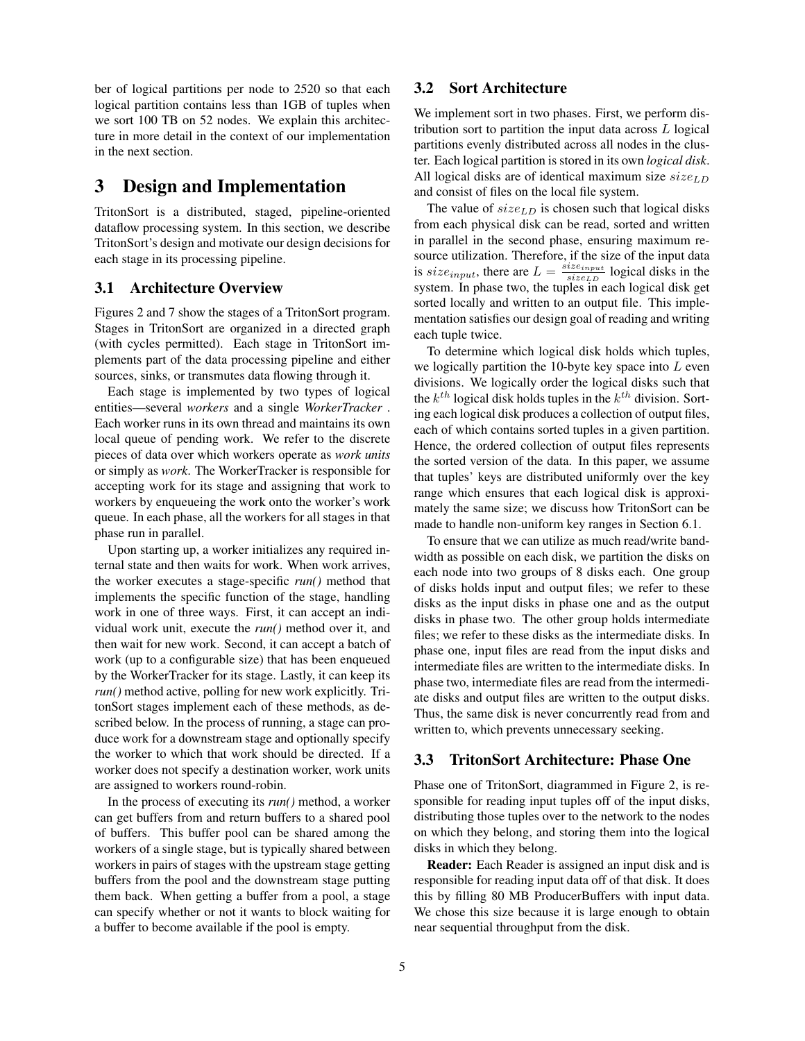ber of logical partitions per node to 2520 so that each logical partition contains less than 1GB of tuples when we sort 100 TB on 52 nodes. We explain this architecture in more detail in the context of our implementation in the next section.

# 3 Design and Implementation

TritonSort is a distributed, staged, pipeline-oriented dataflow processing system. In this section, we describe TritonSort's design and motivate our design decisions for each stage in its processing pipeline.

## 3.1 Architecture Overview

Figures 2 and 7 show the stages of a TritonSort program. Stages in TritonSort are organized in a directed graph (with cycles permitted). Each stage in TritonSort implements part of the data processing pipeline and either sources, sinks, or transmutes data flowing through it.

Each stage is implemented by two types of logical entities—several *workers* and a single *WorkerTracker* . Each worker runs in its own thread and maintains its own local queue of pending work. We refer to the discrete pieces of data over which workers operate as *work units* or simply as *work*. The WorkerTracker is responsible for accepting work for its stage and assigning that work to workers by enqueueing the work onto the worker's work queue. In each phase, all the workers for all stages in that phase run in parallel.

Upon starting up, a worker initializes any required internal state and then waits for work. When work arrives, the worker executes a stage-specific *run()* method that implements the specific function of the stage, handling work in one of three ways. First, it can accept an individual work unit, execute the *run()* method over it, and then wait for new work. Second, it can accept a batch of work (up to a configurable size) that has been enqueued by the WorkerTracker for its stage. Lastly, it can keep its *run()* method active, polling for new work explicitly. TritonSort stages implement each of these methods, as described below. In the process of running, a stage can produce work for a downstream stage and optionally specify the worker to which that work should be directed. If a worker does not specify a destination worker, work units are assigned to workers round-robin.

In the process of executing its *run()* method, a worker can get buffers from and return buffers to a shared pool of buffers. This buffer pool can be shared among the workers of a single stage, but is typically shared between workers in pairs of stages with the upstream stage getting buffers from the pool and the downstream stage putting them back. When getting a buffer from a pool, a stage can specify whether or not it wants to block waiting for a buffer to become available if the pool is empty.

## 3.2 Sort Architecture

We implement sort in two phases. First, we perform distribution sort to partition the input data across $L$ logical partitions evenly distributed across all nodes in the cluster. Each logical partition is stored in its own *logical disk*. All logical disks are of identical maximum size $size_{LD}$ and consist of files on the local file system.

The value of $size_{LD}$ is chosen such that logical disks from each physical disk can be read, sorted and written in parallel in the second phase, ensuring maximum resource utilization. Therefore, if the size of the input data is $size_{input}$, there are $L = \frac{size_{input}}{size_{LD}}$ logical disks in the system. In phase two, the tuples in each logical disk get sorted locally and written to an output file. This implementation satisfies our design goal of reading and writing each tuple twice.

To determine which logical disk holds which tuples, we logically partition the 10-byte key space into $L$ even divisions. We logically order the logical disks such that the $k^{th}$ logical disk holds tuples in the $k^{th}$ division. Sorting each logical disk produces a collection of output files, each of which contains sorted tuples in a given partition. Hence, the ordered collection of output files represents the sorted version of the data. In this paper, we assume that tuples' keys are distributed uniformly over the key range which ensures that each logical disk is approximately the same size; we discuss how TritonSort can be made to handle non-uniform key ranges in Section 6.1.

To ensure that we can utilize as much read/write bandwidth as possible on each disk, we partition the disks on each node into two groups of 8 disks each. One group of disks holds input and output files; we refer to these disks as the input disks in phase one and as the output disks in phase two. The other group holds intermediate files; we refer to these disks as the intermediate disks. In phase one, input files are read from the input disks and intermediate files are written to the intermediate disks. In phase two, intermediate files are read from the intermediate disks and output files are written to the output disks. Thus, the same disk is never concurrently read from and written to, which prevents unnecessary seeking.

## 3.3 TritonSort Architecture: Phase One

Phase one of TritonSort, diagrammed in Figure 2, is responsible for reading input tuples off of the input disks, distributing those tuples over to the network to the nodes on which they belong, and storing them into the logical disks in which they belong.

**Reader:** Each Reader is assigned an input disk and is responsible for reading input data off of that disk. It does this by filling 80 MB ProducerBuffers with input data. We chose this size because it is large enough to obtain near sequential throughput from the disk.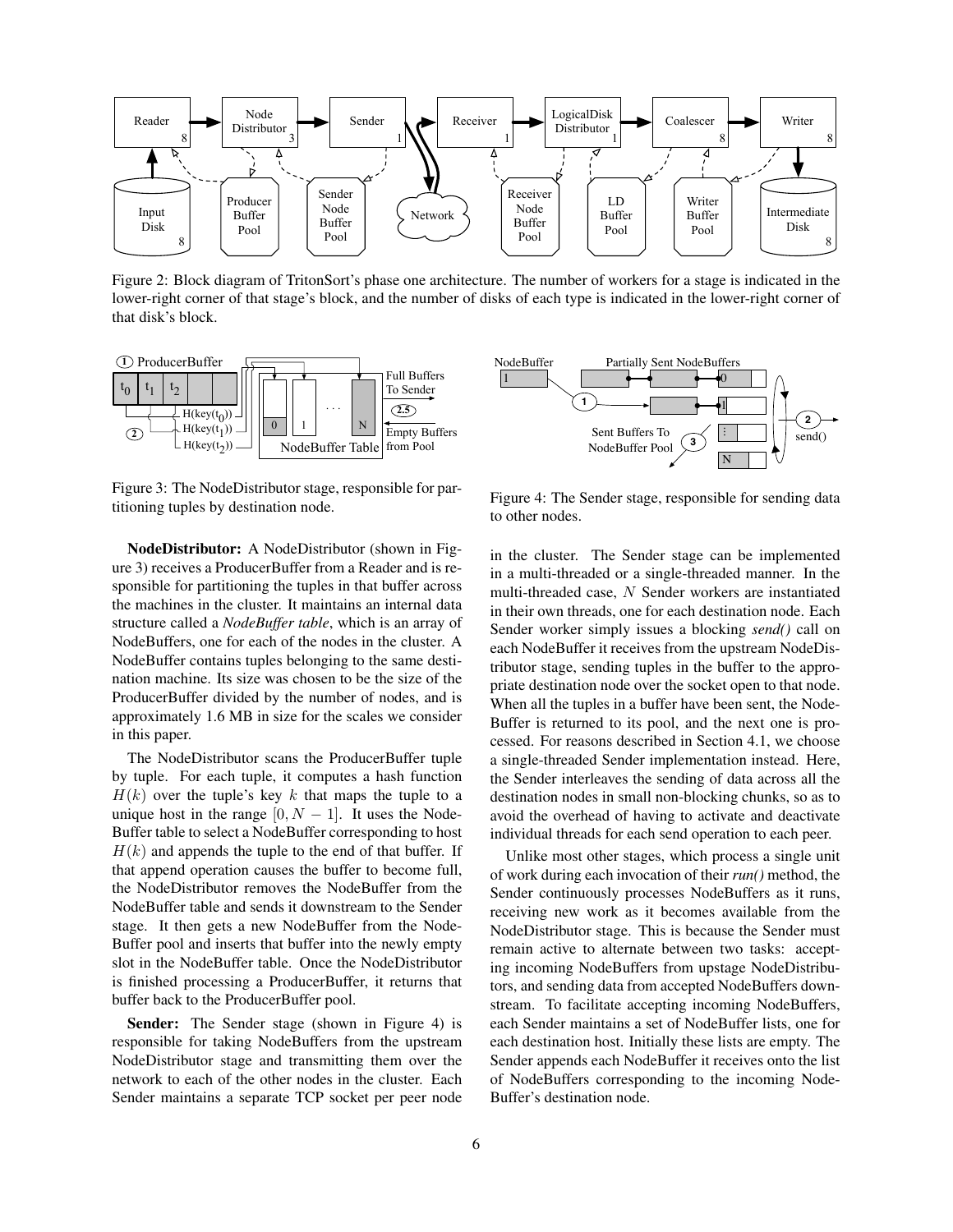Figure 2: Block diagram of TritonSort's phase one architecture. The number of workers for a stage is indicated in the lower-right corner of that stage's block, and the number of disks of each type is indicated in the lower-right corner of that disk's block.

Figure 3: The NodeDistributor stage, responsible for partitioning tuples by destination node.

Figure 4: The Sender stage, responsible for sending data to other nodes.

**NodeDistributor:** A NodeDistributor (shown in Figure 3) receives a ProducerBuffer from a Reader and is responsible for partitioning the tuples in that buffer across the machines in the cluster. It maintains an internal data structure called a *NodeBuffer table*, which is an array of NodeBuffers, one for each of the nodes in the cluster. A NodeBuffer contains tuples belonging to the same destination machine. Its size was chosen to be the size of the ProducerBuffer divided by the number of nodes, and is approximately 1.6 MB in size for the scales we consider in this paper.

The NodeDistributor scans the ProducerBuffer tuple by tuple. For each tuple, it computes a hash function $H(k)$ over the tuple's key $k$ that maps the tuple to a unique host in the range $[0, N-1]$. It uses the NodeBuffer table to select a NodeBuffer corresponding to host $H(k)$ and appends the tuple to the end of that buffer. If that append operation causes the buffer to become full, the NodeDistributor removes the NodeBuffer from the NodeBuffer table and sends it downstream to the Sender stage. It then gets a new NodeBuffer from the NodeBuffer pool and inserts that buffer into the newly empty slot in the NodeBuffer table. Once the NodeDistributor is finished processing a ProducerBuffer, it returns that buffer back to the ProducerBuffer pool.

**Sender:** The Sender stage (shown in Figure 4) is responsible for taking NodeBuffers from the upstream NodeDistributor stage and transmitting them over the network to each of the other nodes in the cluster. Each Sender maintains a separate TCP socket per peer node in the cluster. The Sender stage can be implemented in a multi-threaded or a single-threaded manner. In the multi-threaded case, $N$ Sender workers are instantiated in their own threads, one for each destination node. Each Sender worker simply issues a blocking *send()* call on each NodeBuffer it receives from the upstream NodeDistributor stage, sending tuples in the buffer to the appropriate destination node over the socket open to that node. When all the tuples in a buffer have been sent, the NodeBuffer is returned to its pool, and the next one is processed. For reasons described in Section 4.1, we choose a single-threaded Sender implementation instead. Here, the Sender interleaves the sending of data across all the destination nodes in small non-blocking chunks, so as to avoid the overhead of having to activate and deactivate individual threads for each send operation to each peer.

Unlike most other stages, which process a single unit of work during each invocation of their *run()* method, the Sender continuously processes NodeBuffers as it runs, receiving new work as it becomes available from the NodeDistributor stage. This is because the Sender must remain active to alternate between two tasks: accepting incoming NodeBuffers from upstage NodeDistributors, and sending data from accepted NodeBuffers downstream. To facilitate accepting incoming NodeBuffers, each Sender maintains a set of NodeBuffer lists, one for each destination host. Initially these lists are empty. The Sender appends each NodeBuffer it receives onto the list of NodeBuffers corresponding to the incoming NodeBuffer's destination node.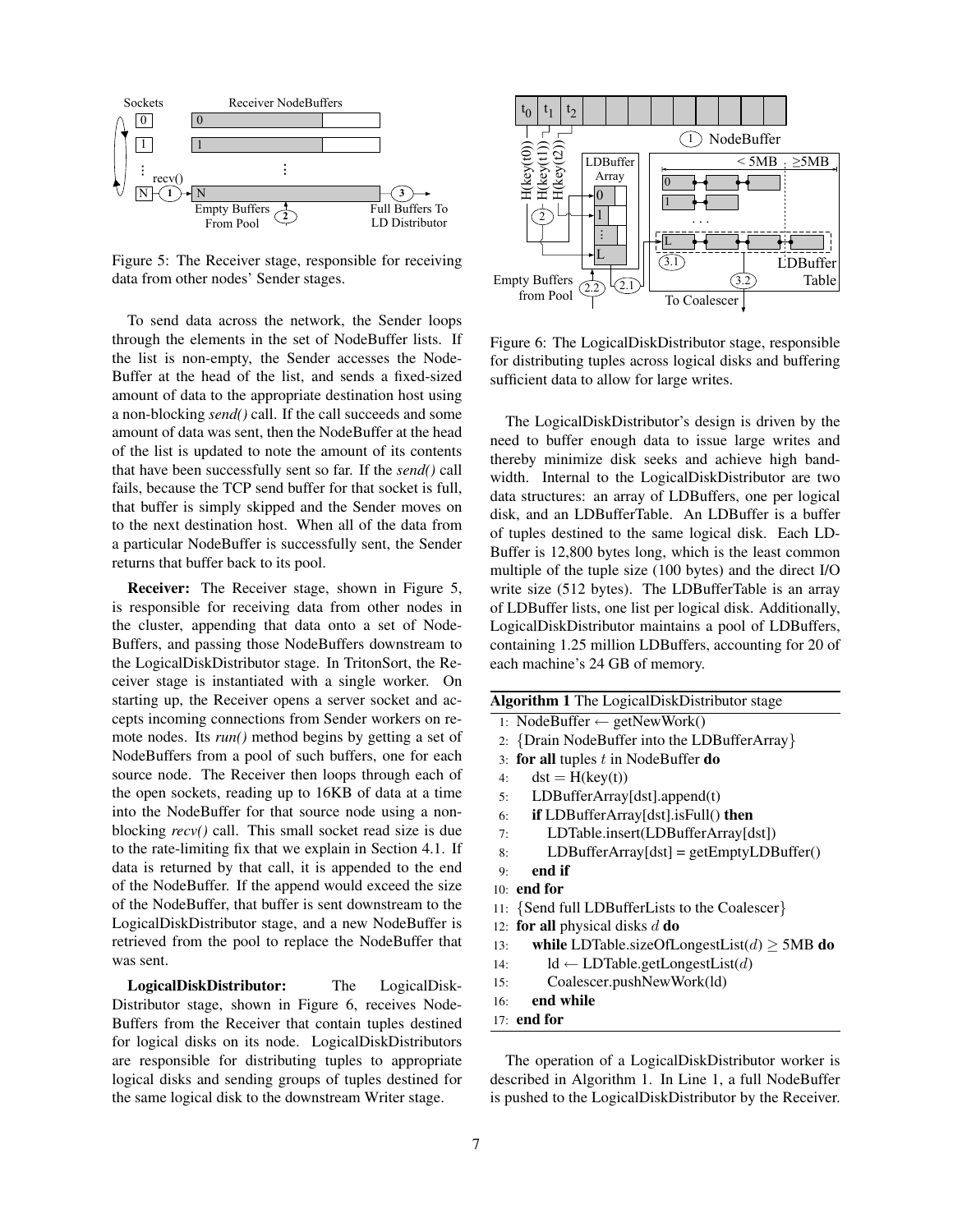Figure 5: The Receiver stage, responsible for receiving data from other nodes' Sender stages.

To send data across the network, the Sender loops through the elements in the set of NodeBuffer lists. If the list is non-empty, the Sender accesses the NodeBuffer at the head of the list, and sends a fixed-sized amount of data to the appropriate destination host using a non-blocking *send()* call. If the call succeeds and some amount of data was sent, then the NodeBuffer at the head of the list is updated to note the amount of its contents that have been successfully sent so far. If the *send()* call fails, because the TCP send buffer for that socket is full, that buffer is simply skipped and the Sender moves on to the next destination host. When all of the data from a particular NodeBuffer is successfully sent, the Sender returns that buffer back to its pool.

**Receiver:** The Receiver stage, shown in Figure 5, is responsible for receiving data from other nodes in the cluster, appending that data onto a set of NodeBuffers, and passing those NodeBuffers downstream to the LogicalDiskDistributor stage. In TritonSort, the Receiver stage is instantiated with a single worker. On starting up, the Receiver opens a server socket and accepts incoming connections from Sender workers on remote nodes. Its *run()* method begins by getting a set of NodeBuffers from a pool of such buffers, one for each source node. The Receiver then loops through each of the open sockets, reading up to 16KB of data at a time into the NodeBuffer for that source node using a non-blocking *recv()* call. This small socket read size is due to the rate-limiting fix that we explain in Section 4.1. If data is returned by that call, it is appended to the end of the NodeBuffer. If the append would exceed the size of the NodeBuffer, that buffer is sent downstream to the LogicalDiskDistributor stage, and a new NodeBuffer is retrieved from the pool to replace the NodeBuffer that was sent.

**LogicalDiskDistributor:** The LogicalDiskDistributor stage, shown in Figure 6, receives NodeBuffers from the Receiver that contain tuples destined for logical disks on its node. LogicalDiskDistributors are responsible for distributing tuples to appropriate logical disks and sending groups of tuples destined for the same logical disk to the downstream Writer stage.

Figure 6: The LogicalDiskDistributor stage, responsible for distributing tuples across logical disks and buffering sufficient data to allow for large writes.

The LogicalDiskDistributor's design is driven by the need to buffer enough data to issue large writes and thereby minimize disk seeks and achieve high bandwidth. Internal to the LogicalDiskDistributor are two data structures: an array of LDBuffers, one per logical disk, and an LDBufferTable. An LDBuffer is a buffer of tuples destined to the same logical disk. Each LDBuffer is 12,800 bytes long, which is the least common multiple of the tuple size (100 bytes) and the direct I/O write size (512 bytes). The LDBufferTable is an array of LDBuffer lists, one list per logical disk. Additionally, LogicalDiskDistributor maintains a pool of LDBuffers, containing 1.25 million LDBuffers, accounting for 20 of each machine's 24 GB of memory.

**Algorithm 1** The LogicalDiskDistributor stage

```
1:  NodeBuffer ← getNewWork()
2:  {Drain NodeBuffer into the LDBufferArray}
3:  for all tuples t in NodeBuffer do
4:      dst = H(key(t))
5:      LDBufferArray[dst].append(t)
6:      if LDBufferArray[dst].isFull() then
7:          LDTable.insert(LDBufferArray[dst])
8:          LDBufferArray[dst] = getEmptyLDBuffer()
9:      end if
10: end for
11: {Send full LDBufferLists to the Coalescer}
12: for all physical disks d do
13:     while LDTable.sizeOfLongestList(d) ≥ 5MB do
14:         ld ← LDTable.getLongestList(d)
15:         Coalescer.pushNewWork(ld)
16:     end while
17: end for
```

The operation of a LogicalDiskDistributor worker is described in Algorithm 1. In Line 1, a full NodeBuffer is pushed to the LogicalDiskDistributor by the Receiver.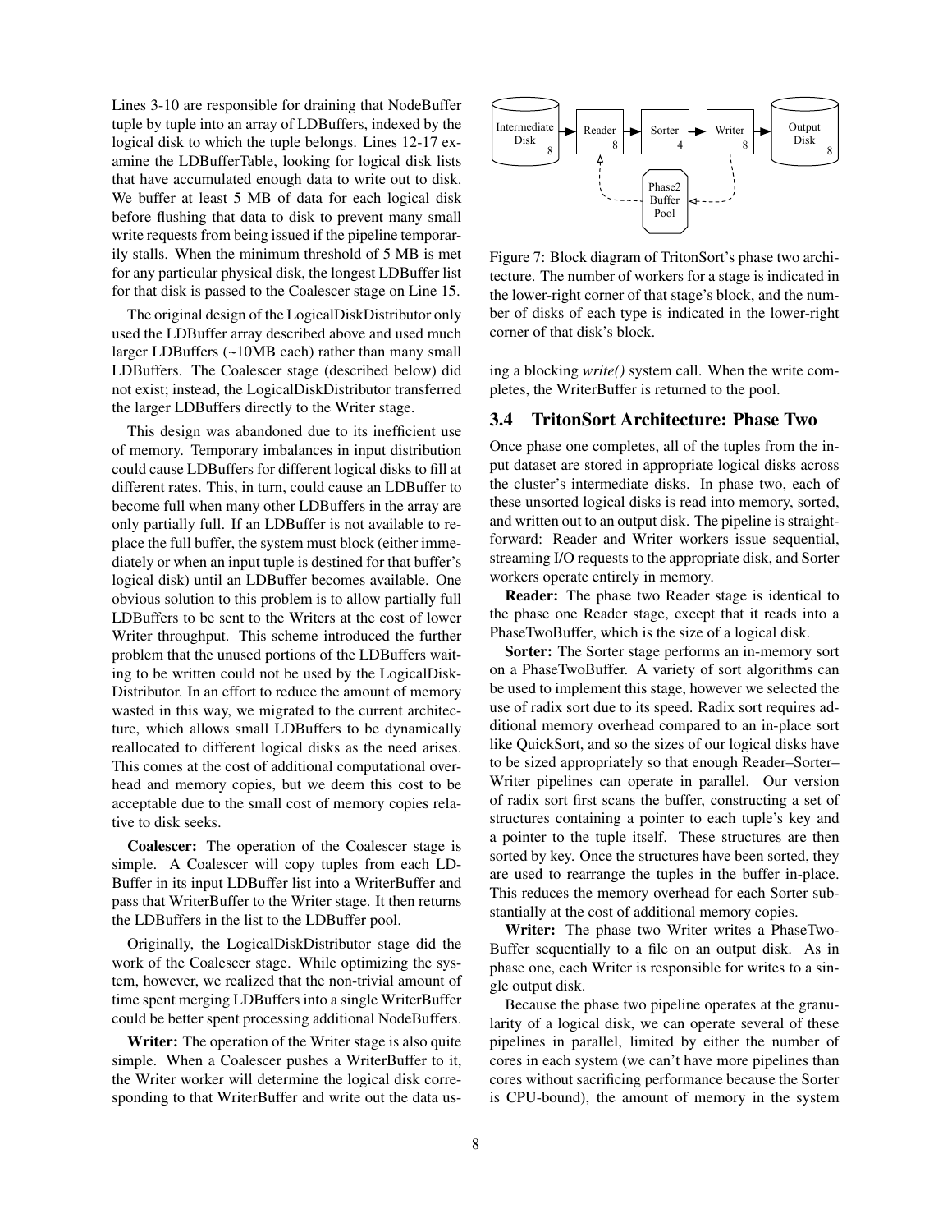Lines 3-10 are responsible for draining that NodeBuffer tuple by tuple into an array of LDBuffers, indexed by the logical disk to which the tuple belongs. Lines 12-17 examine the LDBufferTable, looking for logical disk lists that have accumulated enough data to write out to disk. We buffer at least 5 MB of data for each logical disk before flushing that data to disk to prevent many small write requests from being issued if the pipeline temporarily stalls. When the minimum threshold of 5 MB is met for any particular physical disk, the longest LDBuffer list for that disk is passed to the Coalescer stage on Line 15.

The original design of the LogicalDiskDistributor only used the LDBuffer array described above and used much larger LDBuffers (~10MB each) rather than many small LDBuffers. The Coalescer stage (described below) did not exist; instead, the LogicalDiskDistributor transferred the larger LDBuffers directly to the Writer stage.

This design was abandoned due to its inefficient use of memory. Temporary imbalances in input distribution could cause LDBuffers for different logical disks to fill at different rates. This, in turn, could cause an LDBuffer to become full when many other LDBuffers in the array are only partially full. If an LDBuffer is not available to replace the full buffer, the system must block (either immediately or when an input tuple is destined for that buffer's logical disk) until an LDBuffer becomes available. One obvious solution to this problem is to allow partially full LDBuffers to be sent to the Writers at the cost of lower Writer throughput. This scheme introduced the further problem that the unused portions of the LDBuffers waiting to be written could not be used by the LogicalDiskDistributor. In an effort to reduce the amount of memory wasted in this way, we migrated to the current architecture, which allows small LDBuffers to be dynamically reallocated to different logical disks as the need arises. This comes at the cost of additional computational overhead and memory copies, but we deem this cost to be acceptable due to the small cost of memory copies relative to disk seeks.

**Coalescer:** The operation of the Coalescer stage is simple. A Coalescer will copy tuples from each LDBuffer in its input LDBuffer list into a WriterBuffer and pass that WriterBuffer to the Writer stage. It then returns the LDBuffers in the list to the LDBuffer pool.

Originally, the LogicalDiskDistributor stage did the work of the Coalescer stage. While optimizing the system, however, we realized that the non-trivial amount of time spent merging LDBuffers into a single WriterBuffer could be better spent processing additional NodeBuffers.

**Writer:** The operation of the Writer stage is also quite simple. When a Coalescer pushes a WriterBuffer to it, the Writer worker will determine the logical disk corresponding to that WriterBuffer and write out the data using a blocking *write()* system call. When the write completes, the WriterBuffer is returned to the pool.

Figure 7: Block diagram of TritonSort's phase two architecture. The number of workers for a stage is indicated in the lower-right corner of that stage's block, and the number of disks of each type is indicated in the lower-right corner of that disk's block.

## 3.4 TritonSort Architecture: Phase Two

Once phase one completes, all of the tuples from the input dataset are stored in appropriate logical disks across the cluster's intermediate disks. In phase two, each of these unsorted logical disks is read into memory, sorted, and written out to an output disk. The pipeline is straightforward: Reader and Writer workers issue sequential, streaming I/O requests to the appropriate disk, and Sorter workers operate entirely in memory.

**Reader:** The phase two Reader stage is identical to the phase one Reader stage, except that it reads into a PhaseTwoBuffer, which is the size of a logical disk.

**Sorter:** The Sorter stage performs an in-memory sort on a PhaseTwoBuffer. A variety of sort algorithms can be used to implement this stage, however we selected the use of radix sort due to its speed. Radix sort requires additional memory overhead compared to an in-place sort like QuickSort, and so the sizes of our logical disks have to be sized appropriately so that enough Reader–Sorter–Writer pipelines can operate in parallel. Our version of radix sort first scans the buffer, constructing a set of structures containing a pointer to each tuple's key and a pointer to the tuple itself. These structures are then sorted by key. Once the structures have been sorted, they are used to rearrange the tuples in the buffer in-place. This reduces the memory overhead for each Sorter substantially at the cost of additional memory copies.

**Writer:** The phase two Writer writes a PhaseTwoBuffer sequentially to a file on an output disk. As in phase one, each Writer is responsible for writes to a single output disk.

Because the phase two pipeline operates at the granularity of a logical disk, we can operate several of these pipelines in parallel, limited by either the number of cores in each system (we can't have more pipelines than cores without sacrificing performance because the Sorter is CPU-bound), the amount of memory in the system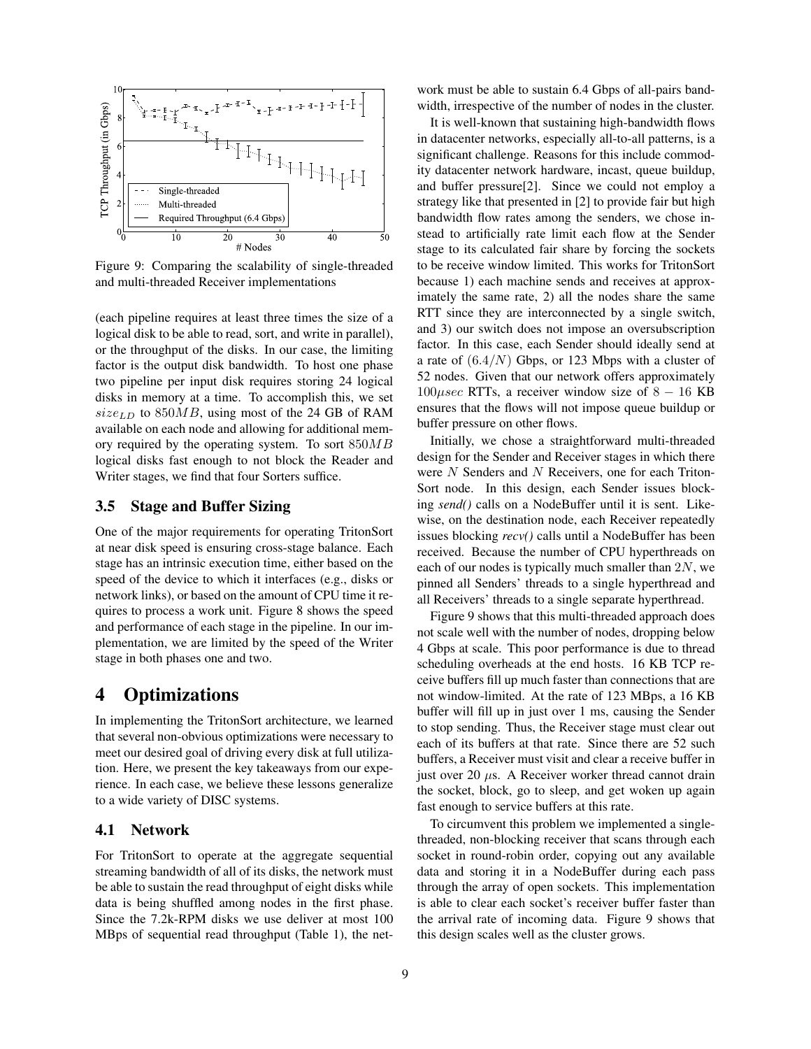Figure 9: Comparing the scalability of single-threaded and multi-threaded Receiver implementations

(each pipeline requires at least three times the size of a logical disk to be able to read, sort, and write in parallel), or the throughput of the disks. In our case, the limiting factor is the output disk bandwidth. To host one phase two pipeline per input disk requires storing 24 logical disks in memory at a time. To accomplish this, we set $size_{LD}$ to $850MB$, using most of the 24 GB of RAM available on each node and allowing for additional memory required by the operating system. To sort $850MB$ logical disks fast enough to not block the Reader and Writer stages, we find that four Sorters suffice.

### 3.5 Stage and Buffer Sizing

One of the major requirements for operating TritonSort at near disk speed is ensuring cross-stage balance. Each stage has an intrinsic execution time, either based on the speed of the device to which it interfaces (e.g., disks or network links), or based on the amount of CPU time it requires to process a work unit. Figure 8 shows the speed and performance of each stage in the pipeline. In our implementation, we are limited by the speed of the Writer stage in both phases one and two.

## 4 Optimizations

In implementing the TritonSort architecture, we learned that several non-obvious optimizations were necessary to meet our desired goal of driving every disk at full utilization. Here, we present the key takeaways from our experience. In each case, we believe these lessons generalize to a wide variety of DISC systems.

### 4.1 Network

For TritonSort to operate at the aggregate sequential streaming bandwidth of all of its disks, the network must be able to sustain the read throughput of eight disks while data is being shuffled among nodes in the first phase. Since the 7.2k-RPM disks we use deliver at most 100 MBps of sequential read throughput (Table 1), the network must be able to sustain 6.4 Gbps of all-pairs bandwidth, irrespective of the number of nodes in the cluster.

It is well-known that sustaining high-bandwidth flows in datacenter networks, especially all-to-all patterns, is a significant challenge. Reasons for this include commodity datacenter network hardware, incast, queue buildup, and buffer pressure[2]. Since we could not employ a strategy like that presented in [2] to provide fair but high bandwidth flow rates among the senders, we chose instead to artificially rate limit each flow at the Sender stage to its calculated fair share by forcing the sockets to be receive window limited. This works for TritonSort because 1) each machine sends and receives at approximately the same rate, 2) all the nodes share the same RTT since they are interconnected by a single switch, and 3) our switch does not impose an oversubscription factor. In this case, each Sender should ideally send at a rate of $(6.4/N)$ Gbps, or 123 Mbps with a cluster of 52 nodes. Given that our network offers approximately $100 \mu sec$ RTTs, a receiver window size of $8-16$ KB ensures that the flows will not impose queue buildup or buffer pressure on other flows.

Initially, we chose a straightforward multi-threaded design for the Sender and Receiver stages in which there were $N$ Senders and $N$ Receivers, one for each TritonSort node. In this design, each Sender issues blocking *send()* calls on a NodeBuffer until it is sent. Likewise, on the destination node, each Receiver repeatedly issues blocking *recv()* calls until a NodeBuffer has been received. Because the number of CPU hyperthreads on each of our nodes is typically much smaller than $2N$, we pinned all Senders' threads to a single hyperthread and all Receivers' threads to a single separate hyperthread.

Figure 9 shows that this multi-threaded approach does not scale well with the number of nodes, dropping below 4 Gbps at scale. This poor performance is due to thread scheduling overheads at the end hosts. 16 KB TCP receive buffers fill up much faster than connections that are not window-limited. At the rate of 123 MBps, a 16 KB buffer will fill up in just over 1 ms, causing the Sender to stop sending. Thus, the Receiver stage must clear out each of its buffers at that rate. Since there are 52 such buffers, a Receiver must visit and clear a receive buffer in just over 20 $\mu$s. A Receiver worker thread cannot drain the socket, block, go to sleep, and get woken up again fast enough to service buffers at this rate.

To circumvent this problem we implemented a single-threaded, non-blocking receiver that scans through each socket in round-robin order, copying out any available data and storing it in a NodeBuffer during each pass through the array of open sockets. This implementation is able to clear each socket's receiver buffer faster than the arrival rate of incoming data. Figure 9 shows that this design scales well as the cluster grows.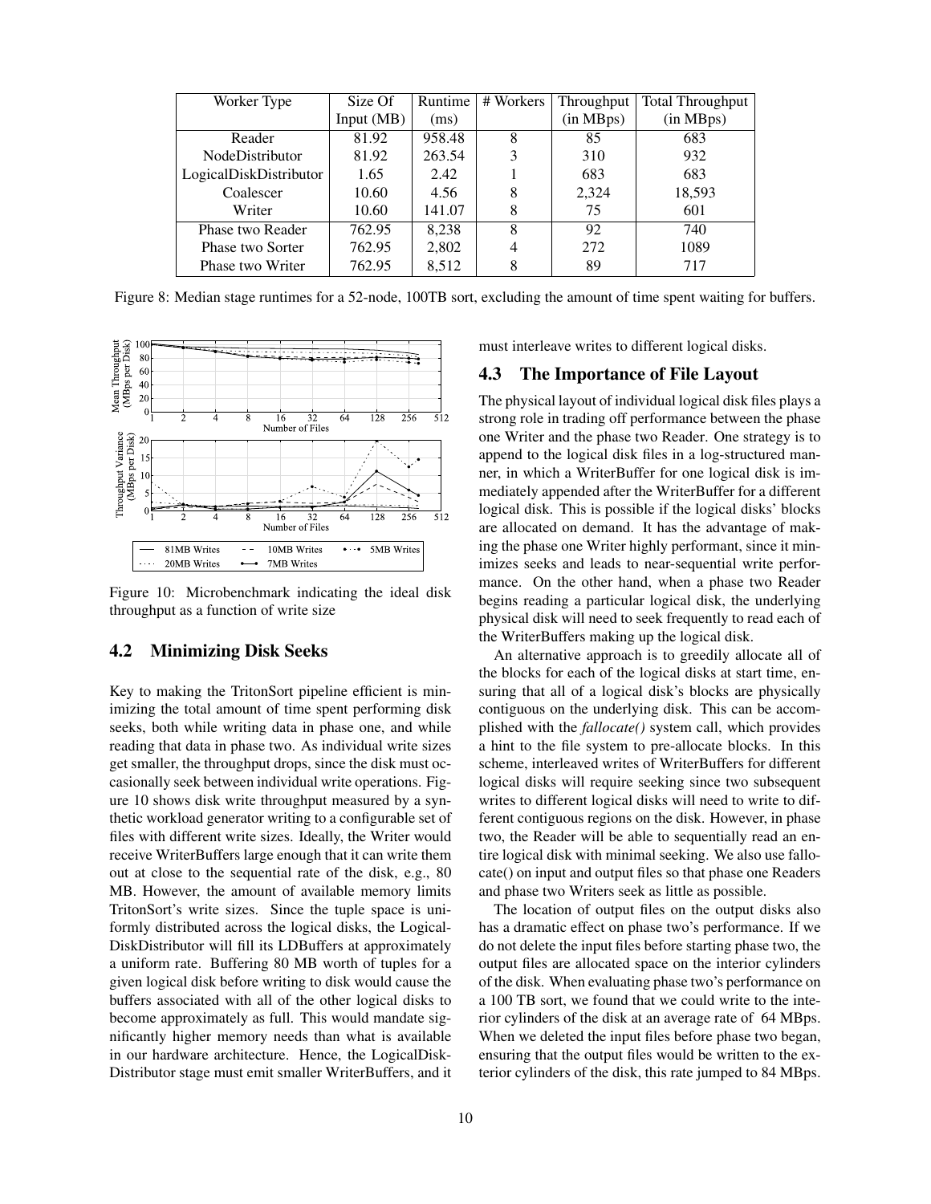| Worker Type | Size Of Input (MB) | Runtime (ms) | # Workers | Throughput (in MBps) | Total Throughput (in MBps) |
|---|---|---|---|---|---|
| Reader | 81.92 | 958.48 | 8 | 85 | 683 |
| NodeDistributor | 81.92 | 263.54 | 3 | 310 | 932 |
| LogicalDiskDistributor | 1.65 | 2.42 | 1 | 683 | 683 |
| Coalescer | 10.60 | 4.56 | 8 | 2,324 | 18,593 |
| Writer | 10.60 | 141.07 | 8 | 75 | 601 |
| Phase two Reader | 762.95 | 8,238 | 8 | 92 | 740 |
| Phase two Sorter | 762.95 | 2,802 | 4 | 272 | 1089 |
| Phase two Writer | 762.95 | 8,512 | 8 | 89 | 717 |

Figure 8: Median stage runtimes for a 52-node, 100TB sort, excluding the amount of time spent waiting for buffers.

Mean Throughput (MBps per Disk)

Throughput Variance (MBps per Disk)

Number of Files

1 2 4 8 16 32 64 128 256 512

81MB Writes, 10MB Writes, 5MB Writes, 20MB Writes, 7MB Writes

Figure 10: Microbenchmark indicating the ideal disk throughput as a function of write size

## 4.2 Minimizing Disk Seeks

Key to making the TritonSort pipeline efficient is minimizing the total amount of time spent performing disk seeks, both while writing data in phase one, and while reading that data in phase two. As individual write sizes get smaller, the throughput drops, since the disk must occasionally seek between individual write operations. Figure 10 shows disk write throughput measured by a synthetic workload generator writing to a configurable set of files with different write sizes. Ideally, the Writer would receive WriterBuffers large enough that it can write them out at close to the sequential rate of the disk, e.g., 80 MB. However, the amount of available memory limits TritonSort's write sizes. Since the tuple space is uniformly distributed across the logical disks, the LogicalDiskDistributor will fill its LDBuffers at approximately a uniform rate. Buffering 80 MB worth of tuples for a given logical disk before writing to disk would cause the buffers associated with all of the other logical disks to become approximately as full. This would mandate significantly higher memory needs than what is available in our hardware architecture. Hence, the LogicalDiskDistributor stage must emit smaller WriterBuffers, and it must interleave writes to different logical disks.

## 4.3 The Importance of File Layout

The physical layout of individual logical disk files plays a strong role in trading off performance between the phase one Writer and the phase two Reader. One strategy is to append to the logical disk files in a log-structured manner, in which a WriterBuffer for one logical disk is immediately appended after the WriterBuffer for a different logical disk. This is possible if the logical disks' blocks are allocated on demand. It has the advantage of making the phase one Writer highly performant, since it minimizes seeks and leads to near-sequential write performance. On the other hand, when a phase two Reader begins reading a particular logical disk, the underlying physical disk will need to seek frequently to read each of the WriterBuffers making up the logical disk.

An alternative approach is to greedily allocate all of the blocks for each of the logical disks at start time, ensuring that all of a logical disk's blocks are physically contiguous on the underlying disk. This can be accomplished with the *fallocate()* system call, which provides a hint to the file system to pre-allocate blocks. In this scheme, interleaved writes of WriterBuffers for different logical disks will require seeking since two subsequent writes to different logical disks will need to write to different contiguous regions on the disk. However, in phase two, the Reader will be able to sequentially read an entire logical disk with minimal seeking. We also use fallocate() on input and output files so that phase one Readers and phase two Writers seek as little as possible.

The location of output files on the output disks also has a dramatic effect on phase two's performance. If we do not delete the input files before starting phase two, the output files are allocated space on the interior cylinders of the disk. When evaluating phase two's performance on a 100 TB sort, we found that we could write to the interior cylinders of the disk at an average rate of 64 MBps. When we deleted the input files before phase two began, ensuring that the output files would be written to the exterior cylinders of the disk, this rate jumped to 84 MBps.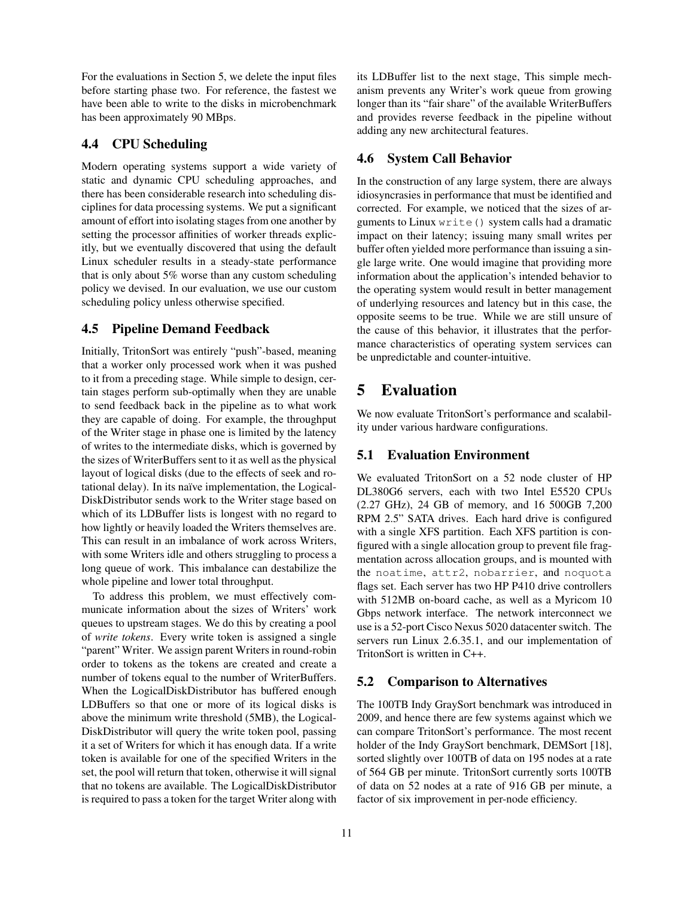For the evaluations in Section 5, we delete the input files before starting phase two. For reference, the fastest we have been able to write to the disks in microbenchmark has been approximately 90 MBps.

### 4.4 CPU Scheduling

Modern operating systems support a wide variety of static and dynamic CPU scheduling approaches, and there has been considerable research into scheduling disciplines for data processing systems. We put a significant amount of effort into isolating stages from one another by setting the processor affinities of worker threads explicitly, but we eventually discovered that using the default Linux scheduler results in a steady-state performance that is only about 5% worse than any custom scheduling policy we devised. In our evaluation, we use our custom scheduling policy unless otherwise specified.

### 4.5 Pipeline Demand Feedback

Initially, TritonSort was entirely "push"-based, meaning that a worker only processed work when it was pushed to it from a preceding stage. While simple to design, certain stages perform sub-optimally when they are unable to send feedback back in the pipeline as to what work they are capable of doing. For example, the throughput of the Writer stage in phase one is limited by the latency of writes to the intermediate disks, which is governed by the sizes of WriterBuffers sent to it as well as the physical layout of logical disks (due to the effects of seek and rotational delay). In its naïve implementation, the LogicalDiskDistributor sends work to the Writer stage based on which of its LDBuffer lists is longest with no regard to how lightly or heavily loaded the Writers themselves are. This can result in an imbalance of work across Writers, with some Writers idle and others struggling to process a long queue of work. This imbalance can destabilize the whole pipeline and lower total throughput.

To address this problem, we must effectively communicate information about the sizes of Writers' work queues to upstream stages. We do this by creating a pool of *write tokens*. Every write token is assigned a single "parent" Writer. We assign parent Writers in round-robin order to tokens as the tokens are created and create a number of tokens equal to the number of WriterBuffers. When the LogicalDiskDistributor has buffered enough LDBuffers so that one or more of its logical disks is above the minimum write threshold (5MB), the LogicalDiskDistributor will query the write token pool, passing it a set of Writers for which it has enough data. If a write token is available for one of the specified Writers in the set, the pool will return that token, otherwise it will signal that no tokens are available. The LogicalDiskDistributor is required to pass a token for the target Writer along with its LDBuffer list to the next stage, This simple mechanism prevents any Writer's work queue from growing longer than its "fair share" of the available WriterBuffers and provides reverse feedback in the pipeline without adding any new architectural features.

### 4.6 System Call Behavior

In the construction of any large system, there are always idiosyncrasies in performance that must be identified and corrected. For example, we noticed that the sizes of arguments to Linux `write()` system calls had a dramatic impact on their latency; issuing many small writes per buffer often yielded more performance than issuing a single large write. One would imagine that providing more information about the application's intended behavior to the operating system would result in better management of underlying resources and latency but in this case, the opposite seems to be true. While we are still unsure of the cause of this behavior, it illustrates that the performance characteristics of operating system services can be unpredictable and counter-intuitive.

## 5 Evaluation

We now evaluate TritonSort's performance and scalability under various hardware configurations.

### 5.1 Evaluation Environment

We evaluated TritonSort on a 52 node cluster of HP DL380G6 servers, each with two Intel E5520 CPUs (2.27 GHz), 24 GB of memory, and 16 500GB 7,200 RPM 2.5" SATA drives. Each hard drive is configured with a single XFS partition. Each XFS partition is configured with a single allocation group to prevent file fragmentation across allocation groups, and is mounted with the `noatime`, `attr2`, `nobarrier`, and `noquota` flags set. Each server has two HP P410 drive controllers with 512MB on-board cache, as well as a Myricom 10 Gbps network interface. The network interconnect we use is a 52-port Cisco Nexus 5020 datacenter switch. The servers run Linux 2.6.35.1, and our implementation of TritonSort is written in C++.

### 5.2 Comparison to Alternatives

The 100TB Indy GraySort benchmark was introduced in 2009, and hence there are few systems against which we can compare TritonSort's performance. The most recent holder of the Indy GraySort benchmark, DEMSort [18], sorted slightly over 100TB of data on 195 nodes at a rate of 564 GB per minute. TritonSort currently sorts 100TB of data on 52 nodes at a rate of 916 GB per minute, a factor of six improvement in per-node efficiency.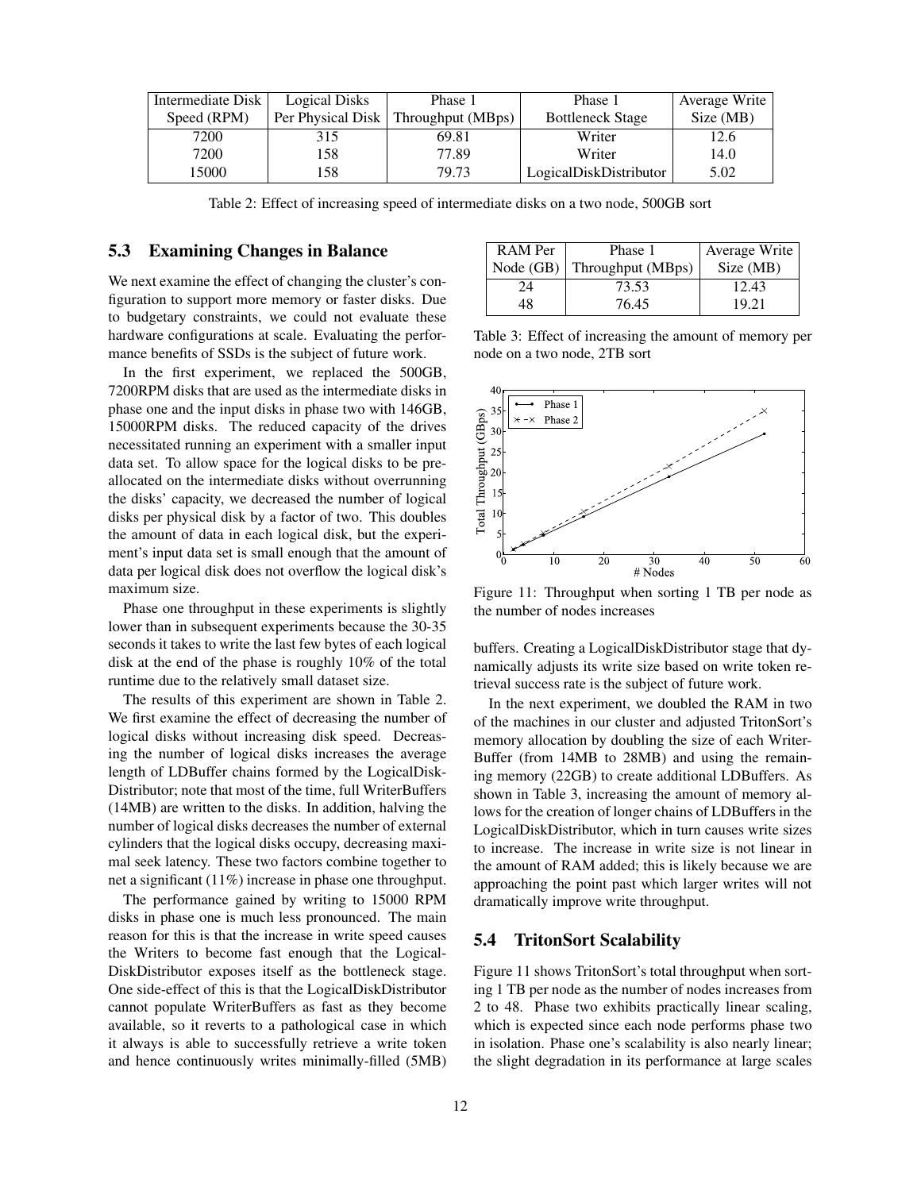| Intermediate Disk Speed (RPM) | Logical Disks Per Physical Disk | Phase 1 Throughput (MBps) | Phase 1 Bottleneck Stage | Average Write Size (MB) |
|---|---|---|---|---|
| 7200 | 315 | 69.81 | Writer | 12.6 |
| 7200 | 158 | 77.89 | Writer | 14.0 |
| 15000 | 158 | 79.73 | LogicalDiskDistributor | 5.02 |

Table 2: Effect of increasing speed of intermediate disks on a two node, 500GB sort

### 5.3 Examining Changes in Balance

We next examine the effect of changing the cluster's configuration to support more memory or faster disks. Due to budgetary constraints, we could not evaluate these hardware configurations at scale. Evaluating the performance benefits of SSDs is the subject of future work.

In the first experiment, we replaced the 500GB, 7200RPM disks that are used as the intermediate disks in phase one and the input disks in phase two with 146GB, 15000RPM disks. The reduced capacity of the drives necessitated running an experiment with a smaller input data set. To allow space for the logical disks to be pre-allocated on the intermediate disks without overrunning the disks' capacity, we decreased the number of logical disks per physical disk by a factor of two. This doubles the amount of data in each logical disk, but the experiment's input data set is small enough that the amount of data per logical disk does not overflow the logical disk's maximum size.

Phase one throughput in these experiments is slightly lower than in subsequent experiments because the 30-35 seconds it takes to write the last few bytes of each logical disk at the end of the phase is roughly 10% of the total runtime due to the relatively small dataset size.

The results of this experiment are shown in Table 2. We first examine the effect of decreasing the number of logical disks without increasing disk speed. Decreasing the number of logical disks increases the average length of LDBuffer chains formed by the LogicalDiskDistributor; note that most of the time, full WriterBuffers (14MB) are written to the disks. In addition, halving the number of logical disks decreases the number of external cylinders that the logical disks occupy, decreasing maximal seek latency. These two factors combine together to net a significant (11%) increase in phase one throughput.

The performance gained by writing to 15000 RPM disks in phase one is much less pronounced. The main reason for this is that the increase in write speed causes the Writers to become fast enough that the LogicalDiskDistributor exposes itself as the bottleneck stage. One side-effect of this is that the LogicalDiskDistributor cannot populate WriterBuffers as fast as they become available, so it reverts to a pathological case in which it always is able to successfully retrieve a write token and hence continuously writes minimally-filled (5MB) buffers. Creating a LogicalDiskDistributor stage that dynamically adjusts its write size based on write token retrieval success rate is the subject of future work.

| RAM Per Node (GB) | Phase 1 Throughput (MBps) | Average Write Size (MB) |
|---|---|---|
| 24 | 73.53 | 12.43 |
| 48 | 76.45 | 19.21 |

Table 3: Effect of increasing the amount of memory per node on a two node, 2TB sort

Figure 11: Throughput when sorting 1 TB per node as the number of nodes increases

In the next experiment, we doubled the RAM in two of the machines in our cluster and adjusted TritonSort's memory allocation by doubling the size of each WriterBuffer (from 14MB to 28MB) and using the remaining memory (22GB) to create additional LDBuffers. As shown in Table 3, increasing the amount of memory allows for the creation of longer chains of LDBuffers in the LogicalDiskDistributor, which in turn causes write sizes to increase. The increase in write size is not linear in the amount of RAM added; this is likely because we are approaching the point past which larger writes will not dramatically improve write throughput.

### 5.4 TritonSort Scalability

Figure 11 shows TritonSort's total throughput when sorting 1 TB per node as the number of nodes increases from 2 to 48. Phase two exhibits practically linear scaling, which is expected since each node performs phase two in isolation. Phase one's scalability is also nearly linear; the slight degradation in its performance at large scales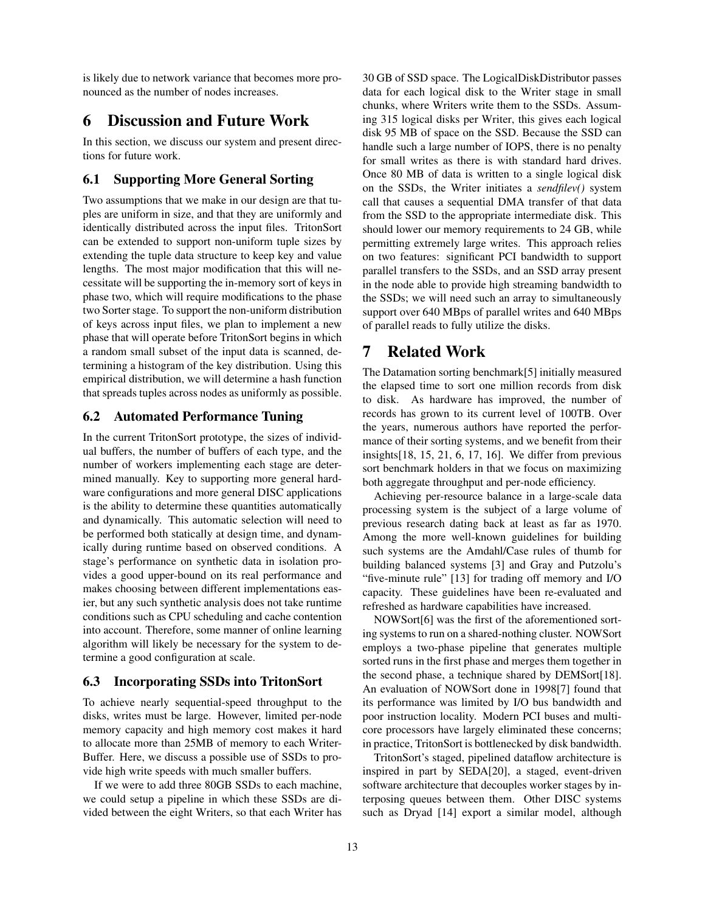is likely due to network variance that becomes more pronounced as the number of nodes increases.

# 6 Discussion and Future Work

In this section, we discuss our system and present directions for future work.

## 6.1 Supporting More General Sorting

Two assumptions that we make in our design are that tuples are uniform in size, and that they are uniformly and identically distributed across the input files. TritonSort can be extended to support non-uniform tuple sizes by extending the tuple data structure to keep key and value lengths. The most major modification that this will necessitate will be supporting the in-memory sort of keys in phase two, which will require modifications to the phase two Sorter stage. To support the non-uniform distribution of keys across input files, we plan to implement a new phase that will operate before TritonSort begins in which a random small subset of the input data is scanned, determining a histogram of the key distribution. Using this empirical distribution, we will determine a hash function that spreads tuples across nodes as uniformly as possible.

## 6.2 Automated Performance Tuning

In the current TritonSort prototype, the sizes of individual buffers, the number of buffers of each type, and the number of workers implementing each stage are determined manually. Key to supporting more general hardware configurations and more general DISC applications is the ability to determine these quantities automatically and dynamically. This automatic selection will need to be performed both statically at design time, and dynamically during runtime based on observed conditions. A stage's performance on synthetic data in isolation provides a good upper-bound on its real performance and makes choosing between different implementations easier, but any such synthetic analysis does not take runtime conditions such as CPU scheduling and cache contention into account. Therefore, some manner of online learning algorithm will likely be necessary for the system to determine a good configuration at scale.

## 6.3 Incorporating SSDs into TritonSort

To achieve nearly sequential-speed throughput to the disks, writes must be large. However, limited per-node memory capacity and high memory cost makes it hard to allocate more than 25MB of memory to each WriterBuffer. Here, we discuss a possible use of SSDs to provide high write speeds with much smaller buffers.

If we were to add three 80GB SSDs to each machine, we could setup a pipeline in which these SSDs are divided between the eight Writers, so that each Writer has 30 GB of SSD space. The LogicalDiskDistributor passes data for each logical disk to the Writer stage in small chunks, where Writers write them to the SSDs. Assuming 315 logical disks per Writer, this gives each logical disk 95 MB of space on the SSD. Because the SSD can handle such a large number of IOPS, there is no penalty for small writes as there is with standard hard drives. Once 80 MB of data is written to a single logical disk on the SSDs, the Writer initiates a *sendfilev()* system call that causes a sequential DMA transfer of that data from the SSD to the appropriate intermediate disk. This should lower our memory requirements to 24 GB, while permitting extremely large writes. This approach relies on two features: significant PCI bandwidth to support parallel transfers to the SSDs, and an SSD array present in the node able to provide high streaming bandwidth to the SSDs; we will need such an array to simultaneously support over 640 MBps of parallel writes and 640 MBps of parallel reads to fully utilize the disks.

# 7 Related Work

The Datamation sorting benchmark[5] initially measured the elapsed time to sort one million records from disk to disk. As hardware has improved, the number of records has grown to its current level of 100TB. Over the years, numerous authors have reported the performance of their sorting systems, and we benefit from their insights[18, 15, 21, 6, 17, 16]. We differ from previous sort benchmark holders in that we focus on maximizing both aggregate throughput and per-node efficiency.

Achieving per-resource balance in a large-scale data processing system is the subject of a large volume of previous research dating back at least as far as 1970. Among the more well-known guidelines for building such systems are the Amdahl/Case rules of thumb for building balanced systems [3] and Gray and Putzolu's "five-minute rule" [13] for trading off memory and I/O capacity. These guidelines have been re-evaluated and refreshed as hardware capabilities have increased.

NOWSort[6] was the first of the aforementioned sorting systems to run on a shared-nothing cluster. NOWSort employs a two-phase pipeline that generates multiple sorted runs in the first phase and merges them together in the second phase, a technique shared by DEMSort[18]. An evaluation of NOWSort done in 1998[7] found that its performance was limited by I/O bus bandwidth and poor instruction locality. Modern PCI buses and multicore processors have largely eliminated these concerns; in practice, TritonSort is bottlenecked by disk bandwidth.

TritonSort's staged, pipelined dataflow architecture is inspired in part by SEDA[20], a staged, event-driven software architecture that decouples worker stages by interposing queues between them. Other DISC systems such as Dryad [14] export a similar model, although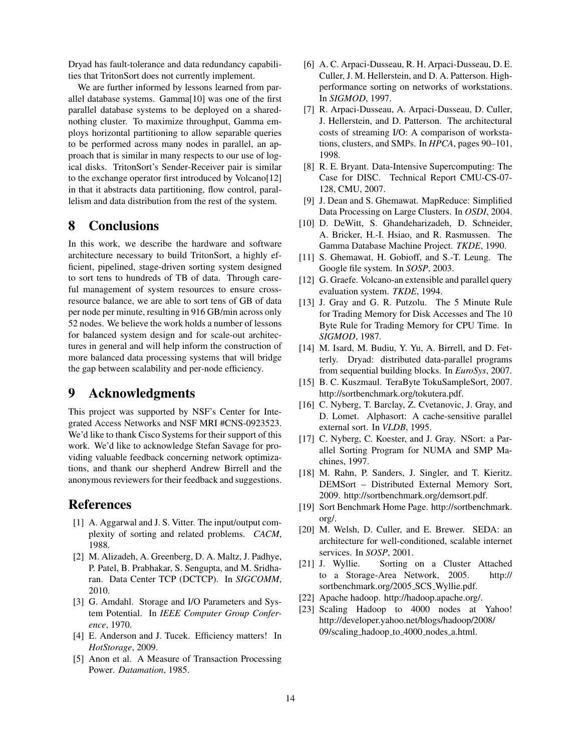Dryad has fault-tolerance and data redundancy capabilities that TritonSort does not currently implement.

We are further informed by lessons learned from parallel database systems. Gamma[10] was one of the first parallel database systems to be deployed on a shared-nothing cluster. To maximize throughput, Gamma employs horizontal partitioning to allow separable queries to be performed across many nodes in parallel, an approach that is similar in many respects to our use of logical disks. TritonSort's Sender-Receiver pair is similar to the exchange operator first introduced by Volcano[12] in that it abstracts data partitioning, flow control, parallelism and data distribution from the rest of the system.

# 8 Conclusions

In this work, we describe the hardware and software architecture necessary to build TritonSort, a highly efficient, pipelined, stage-driven sorting system designed to sort tens to hundreds of TB of data. Through careful management of system resources to ensure cross-resource balance, we are able to sort tens of GB of data per node per minute, resulting in 916 GB/min across only 52 nodes. We believe the work holds a number of lessons for balanced system design and for scale-out architectures in general and will help inform the construction of more balanced data processing systems that will bridge the gap between scalability and per-node efficiency.

# 9 Acknowledgments

This project was supported by NSF's Center for Integrated Access Networks and NSF MRI #CNS-0923523. We'd like to thank Cisco Systems for their support of this work. We'd like to acknowledge Stefan Savage for providing valuable feedback concerning network optimizations, and thank our shepherd Andrew Birrell and the anonymous reviewers for their feedback and suggestions.

# References

[1] A. Aggarwal and J. S. Vitter. The input/output complexity of sorting and related problems. *CACM*, 1988.

[2] M. Alizadeh, A. Greenberg, D. A. Maltz, J. Padhye, P. Patel, B. Prabhakar, S. Sengupta, and M. Sridharan. Data Center TCP (DCTCP). In *SIGCOMM*, 2010.

[3] G. Amdahl. Storage and I/O Parameters and System Potential. In *IEEE Computer Group Conference*, 1970.

[4] E. Anderson and J. Tucek. Efficiency matters! In *HotStorage*, 2009.

[5] Anon et al. A Measure of Transaction Processing Power. *Datamation*, 1985.

[6] A. C. Arpaci-Dusseau, R. H. Arpaci-Dusseau, D. E. Culler, J. M. Hellerstein, and D. A. Patterson. High-performance sorting on networks of workstations. In *SIGMOD*, 1997.

[7] R. Arpaci-Dusseau, A. Arpaci-Dusseau, D. Culler, J. Hellerstein, and D. Patterson. The architectural costs of streaming I/O: A comparison of workstations, clusters, and SMPs. In *HPCA*, pages 90–101, 1998.

[8] R. E. Bryant. Data-Intensive Supercomputing: The Case for DISC. Technical Report CMU-CS-07-128, CMU, 2007.

[9] J. Dean and S. Ghemawat. MapReduce: Simplified Data Processing on Large Clusters. In *OSDI*, 2004.

[10] D. DeWitt, S. Ghandeharizadeh, D. Schneider, A. Bricker, H.-I. Hsiao, and R. Rasmussen. The Gamma Database Machine Project. *TKDE*, 1990.

[11] S. Ghemawat, H. Gobioff, and S.-T. Leung. The Google file system. In *SOSP*, 2003.

[12] G. Graefe. Volcano-an extensible and parallel query evaluation system. *TKDE*, 1994.

[13] J. Gray and G. R. Putzolu. The 5 Minute Rule for Trading Memory for Disk Accesses and The 10 Byte Rule for Trading Memory for CPU Time. In *SIGMOD*, 1987.

[14] M. Isard, M. Budiu, Y. Yu, A. Birrell, and D. Fetterly. Dryad: distributed data-parallel programs from sequential building blocks. In *EuroSys*, 2007.

[15] B. C. Kuszmaul. TeraByte TokuSampleSort, 2007. http://sortbenchmark.org/tokutera.pdf.

[16] C. Nyberg, T. Barclay, Z. Cvetanovic, J. Gray, and D. Lomet. Alphasort: A cache-sensitive parallel external sort. In *VLDB*, 1995.

[17] C. Nyberg, C. Koester, and J. Gray. NSort: a Parallel Sorting Program for NUMA and SMP Machines, 1997.

[18] M. Rahn, P. Sanders, J. Singler, and T. Kieritz. DEMSort – Distributed External Memory Sort, 2009. http://sortbenchmark.org/demsort.pdf.

[19] Sort Benchmark Home Page. http://sortbenchmark.org/.

[20] M. Welsh, D. Culler, and E. Brewer. SEDA: an architecture for well-conditioned, scalable internet services. In *SOSP*, 2001.

[21] J. Wyllie. Sorting on a Cluster Attached to a Storage-Area Network, 2005. http://sortbenchmark.org/2005_SCS_Wyllie.pdf.

[22] Apache hadoop. http://hadoop.apache.org/.

[23] Scaling Hadoop to 4000 nodes at Yahoo! http://developer.yahoo.net/blogs/hadoop/2008/09/scaling_hadoop_to_4000_nodes_a.html.